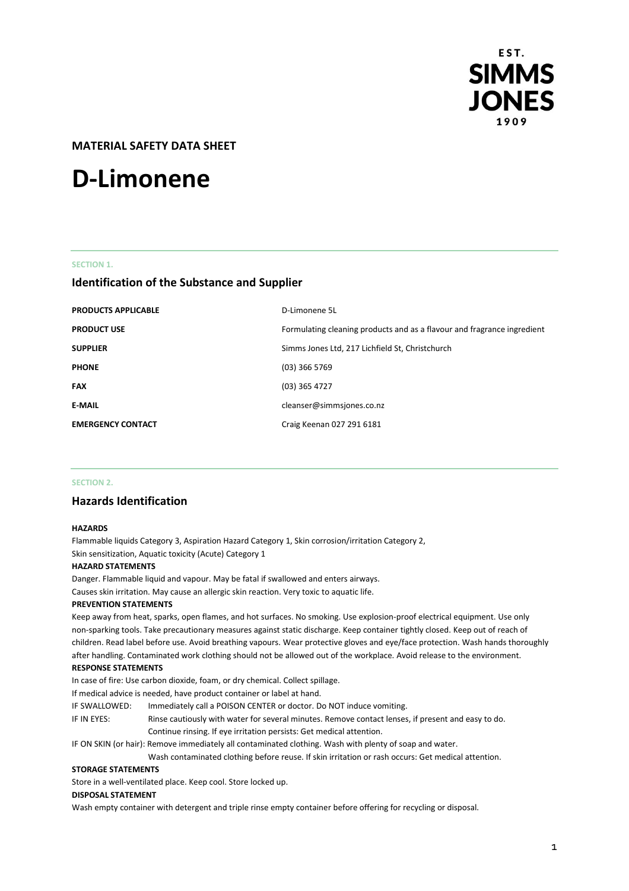EST. SIMMS JONES 1909

**MATERIAL SAFETY DATA SHEET**

# D-Limonene

SECTION 1.

## Identification of the Substance and Supplier

| | |
|---|---|
| **PRODUCTS APPLICABLE** | D-Limonene 5L |
| **PRODUCT USE** | Formulating cleaning products and as a flavour and fragrance ingredient |
| **SUPPLIER** | Simms Jones Ltd, 217 Lichfield St, Christchurch |
| **PHONE** | (03) 366 5769 |
| **FAX** | (03) 365 4727 |
| **E-MAIL** | cleanser@simmsjones.co.nz |
| **EMERGENCY CONTACT** | Craig Keenan 027 291 6181 |

SECTION 2.

## Hazards Identification

**HAZARDS**

Flammable liquids Category 3, Aspiration Hazard Category 1, Skin corrosion/irritation Category 2, Skin sensitization, Aquatic toxicity (Acute) Category 1

**HAZARD STATEMENTS**

Danger. Flammable liquid and vapour. May be fatal if swallowed and enters airways.
Causes skin irritation. May cause an allergic skin reaction. Very toxic to aquatic life.

**PREVENTION STATEMENTS**

Keep away from heat, sparks, open flames, and hot surfaces. No smoking. Use explosion-proof electrical equipment. Use only non-sparking tools. Take precautionary measures against static discharge. Keep container tightly closed. Keep out of reach of children. Read label before use. Avoid breathing vapours. Wear protective gloves and eye/face protection. Wash hands thoroughly after handling. Contaminated work clothing should not be allowed out of the workplace. Avoid release to the environment.

**RESPONSE STATEMENTS**

In case of fire: Use carbon dioxide, foam, or dry chemical. Collect spillage.
If medical advice is needed, have product container or label at hand.

IF SWALLOWED: Immediately call a POISON CENTER or doctor. Do NOT induce vomiting.

IF IN EYES: Rinse cautiously with water for several minutes. Remove contact lenses, if present and easy to do. Continue rinsing. If eye irritation persists: Get medical attention.

IF ON SKIN (or hair): Remove immediately all contaminated clothing. Wash with plenty of soap and water. Wash contaminated clothing before reuse. If skin irritation or rash occurs: Get medical attention.

**STORAGE STATEMENTS**

Store in a well-ventilated place. Keep cool. Store locked up.

**DISPOSAL STATEMENT**

Wash empty container with detergent and triple rinse empty container before offering for recycling or disposal.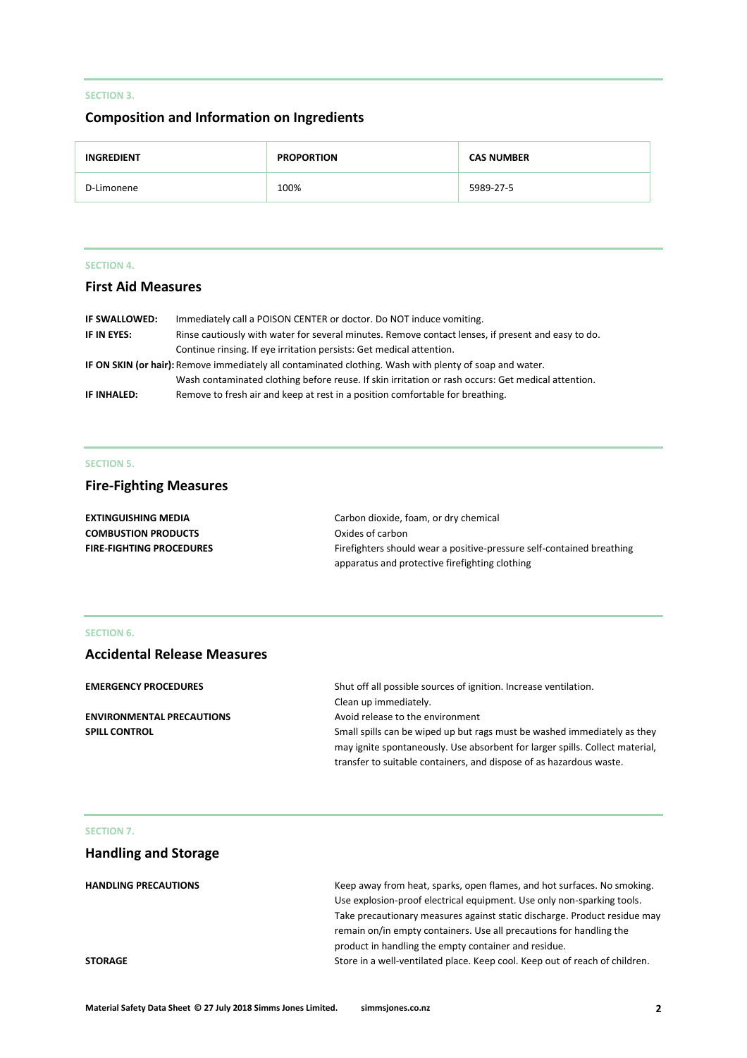SECTION 3.

## Composition and Information on Ingredients

| INGREDIENT | PROPORTION | CAS NUMBER |
|---|---|---|
| D-Limonene | 100% | 5989-27-5 |

SECTION 4.

## First Aid Measures

**IF SWALLOWED:** Immediately call a POISON CENTER or doctor. Do NOT induce vomiting.

**IF IN EYES:** Rinse cautiously with water for several minutes. Remove contact lenses, if present and easy to do. Continue rinsing. If eye irritation persists: Get medical attention.

**IF ON SKIN (or hair):** Remove immediately all contaminated clothing. Wash with plenty of soap and water. Wash contaminated clothing before reuse. If skin irritation or rash occurs: Get medical attention.

**IF INHALED:** Remove to fresh air and keep at rest in a position comfortable for breathing.

SECTION 5.

## Fire-Fighting Measures

**EXTINGUISHING MEDIA** Carbon dioxide, foam, or dry chemical

**COMBUSTION PRODUCTS** Oxides of carbon

**FIRE-FIGHTING PROCEDURES** Firefighters should wear a positive-pressure self-contained breathing apparatus and protective firefighting clothing

SECTION 6.

## Accidental Release Measures

**EMERGENCY PROCEDURES** Shut off all possible sources of ignition. Increase ventilation. Clean up immediately.

**ENVIRONMENTAL PRECAUTIONS** Avoid release to the environment

**SPILL CONTROL** Small spills can be wiped up but rags must be washed immediately as they may ignite spontaneously. Use absorbent for larger spills. Collect material, transfer to suitable containers, and dispose of as hazardous waste.

SECTION 7.

## Handling and Storage

**HANDLING PRECAUTIONS** Keep away from heat, sparks, open flames, and hot surfaces. No smoking. Use explosion-proof electrical equipment. Use only non-sparking tools. Take precautionary measures against static discharge. Product residue may remain on/in empty containers. Use all precautions for handling the product in handling the empty container and residue.

**STORAGE** Store in a well-ventilated place. Keep cool. Keep out of reach of children.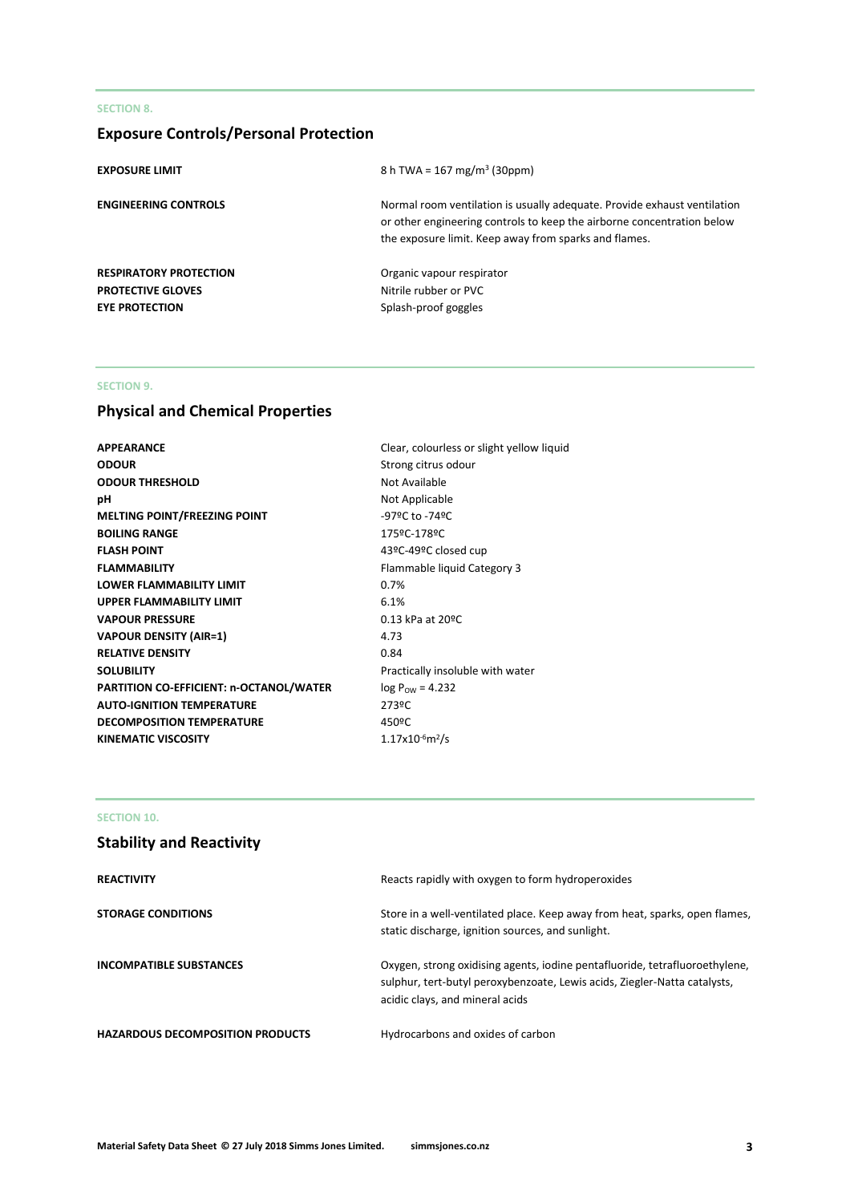SECTION 8.

## Exposure Controls/Personal Protection

| | |
|---|---|
| **EXPOSURE LIMIT** | 8 h TWA = 167 mg/m$^3$ (30ppm) |
| **ENGINEERING CONTROLS** | Normal room ventilation is usually adequate. Provide exhaust ventilation or other engineering controls to keep the airborne concentration below the exposure limit. Keep away from sparks and flames. |
| **RESPIRATORY PROTECTION** | Organic vapour respirator |
| **PROTECTIVE GLOVES** | Nitrile rubber or PVC |
| **EYE PROTECTION** | Splash-proof goggles |

SECTION 9.

## Physical and Chemical Properties

| | |
|---|---|
| **APPEARANCE** | Clear, colourless or slight yellow liquid |
| **ODOUR** | Strong citrus odour |
| **ODOUR THRESHOLD** | Not Available |
| **pH** | Not Applicable |
| **MELTING POINT/FREEZING POINT** | -97ºC to -74ºC |
| **BOILING RANGE** | 175ºC-178ºC |
| **FLASH POINT** | 43ºC-49ºC closed cup |
| **FLAMMABILITY** | Flammable liquid Category 3 |
| **LOWER FLAMMABILITY LIMIT** | 0.7% |
| **UPPER FLAMMABILITY LIMIT** | 6.1% |
| **VAPOUR PRESSURE** | 0.13 kPa at 20ºC |
| **VAPOUR DENSITY (AIR=1)** | 4.73 |
| **RELATIVE DENSITY** | 0.84 |
| **SOLUBILITY** | Practically insoluble with water |
| **PARTITION CO-EFFICIENT: n-OCTANOL/WATER** | $\log P_{OW} = 4.232$ |
| **AUTO-IGNITION TEMPERATURE** | 273ºC |
| **DECOMPOSITION TEMPERATURE** | 450ºC |
| **KINEMATIC VISCOSITY** | $1.17 \times 10^{-6} m^2/s$ |

SECTION 10.

## Stability and Reactivity

| | |
|---|---|
| **REACTIVITY** | Reacts rapidly with oxygen to form hydroperoxides |
| **STORAGE CONDITIONS** | Store in a well-ventilated place. Keep away from heat, sparks, open flames, static discharge, ignition sources, and sunlight. |
| **INCOMPATIBLE SUBSTANCES** | Oxygen, strong oxidising agents, iodine pentafluoride, tetrafluoroethylene, sulphur, tert-butyl peroxybenzoate, Lewis acids, Ziegler-Natta catalysts, acidic clays, and mineral acids |
| **HAZARDOUS DECOMPOSITION PRODUCTS** | Hydrocarbons and oxides of carbon |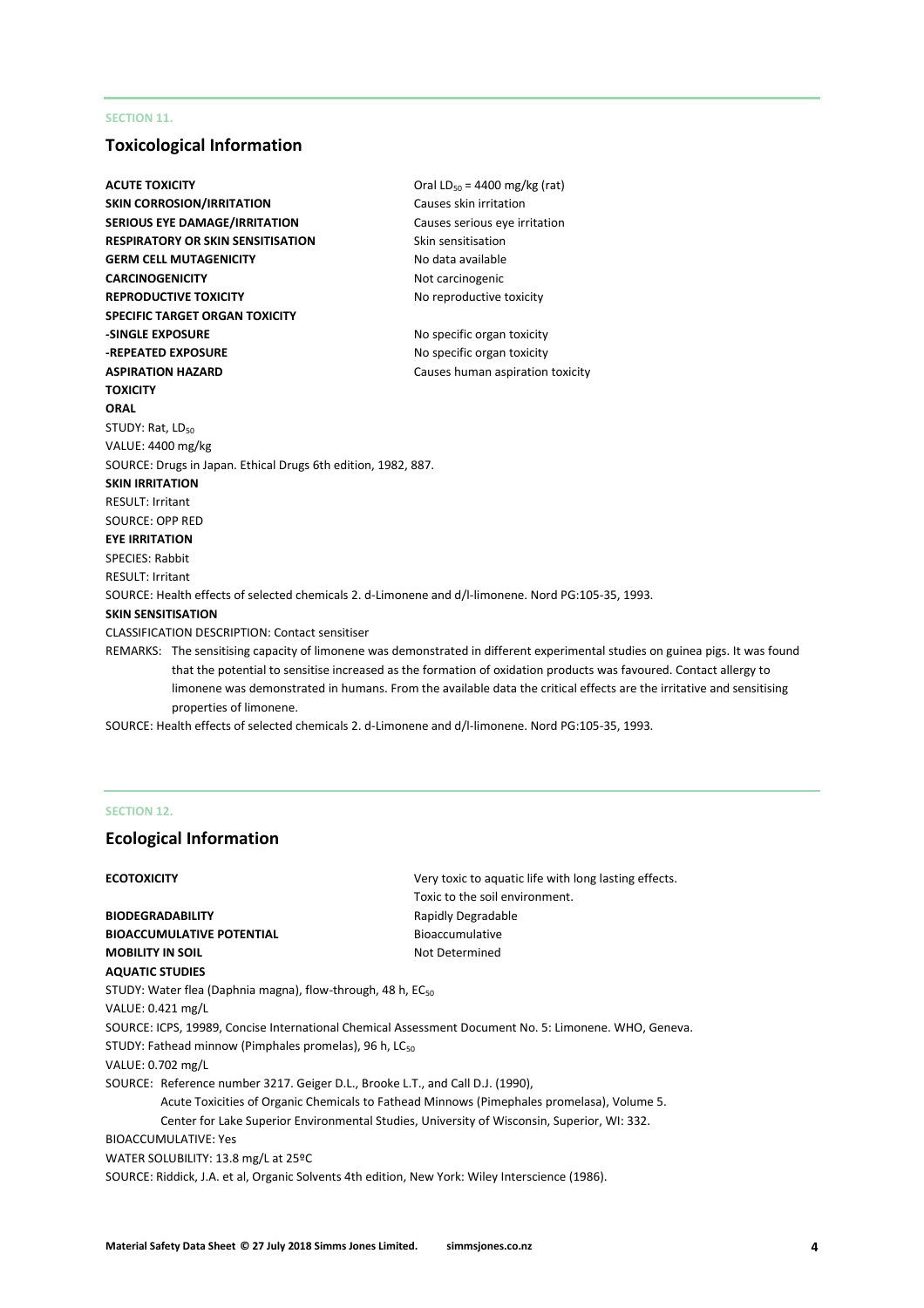SECTION 11.

## Toxicological Information

| | |
|---|---|
| **ACUTE TOXICITY** | Oral $LD_{50}$ = 4400 mg/kg (rat) |
| **SKIN CORROSION/IRRITATION** | Causes skin irritation |
| **SERIOUS EYE DAMAGE/IRRITATION** | Causes serious eye irritation |
| **RESPIRATORY OR SKIN SENSITISATION** | Skin sensitisation |
| **GERM CELL MUTAGENICITY** | No data available |
| **CARCINOGENICITY** | Not carcinogenic |
| **REPRODUCTIVE TOXICITY** | No reproductive toxicity |
| **SPECIFIC TARGET ORGAN TOXICITY** | |
| **-SINGLE EXPOSURE** | No specific organ toxicity |
| **-REPEATED EXPOSURE** | No specific organ toxicity |
| **ASPIRATION HAZARD** | Causes human aspiration toxicity |

**TOXICITY**

**ORAL**

STUDY: Rat, $LD_{50}$

VALUE: 4400 mg/kg

SOURCE: Drugs in Japan. Ethical Drugs 6th edition, 1982, 887.

**SKIN IRRITATION**

RESULT: Irritant

SOURCE: OPP RED

**EYE IRRITATION**

SPECIES: Rabbit

RESULT: Irritant

SOURCE: Health effects of selected chemicals 2. d-Limonene and d/l-limonene. Nord PG:105-35, 1993.

**SKIN SENSITISATION**

CLASSIFICATION DESCRIPTION: Contact sensitiser

REMARKS: The sensitising capacity of limonene was demonstrated in different experimental studies on guinea pigs. It was found that the potential to sensitise increased as the formation of oxidation products was favoured. Contact allergy to limonene was demonstrated in humans. From the available data the critical effects are the irritative and sensitising properties of limonene.

SOURCE: Health effects of selected chemicals 2. d-Limonene and d/l-limonene. Nord PG:105-35, 1993.

SECTION 12.

## Ecological Information

| | |
|---|---|
| **ECOTOXICITY** | Very toxic to aquatic life with long lasting effects. Toxic to the soil environment. |
| **BIODEGRADABILITY** | Rapidly Degradable |
| **BIOACCUMULATIVE POTENTIAL** | Bioaccumulative |
| **MOBILITY IN SOIL** | Not Determined |

**AQUATIC STUDIES**

STUDY: Water flea (Daphnia magna), flow-through, 48 h, $EC_{50}$

VALUE: 0.421 mg/L

SOURCE: ICPS, 19989, Concise International Chemical Assessment Document No. 5: Limonene. WHO, Geneva.

STUDY: Fathead minnow (Pimphales promelas), 96 h, $LC_{50}$

VALUE: 0.702 mg/L

SOURCE: Reference number 3217. Geiger D.L., Brooke L.T., and Call D.J. (1990), Acute Toxicities of Organic Chemicals to Fathead Minnows (Pimephales promelasa), Volume 5. Center for Lake Superior Environmental Studies, University of Wisconsin, Superior, WI: 332.

BIOACCUMULATIVE: Yes

WATER SOLUBILITY: 13.8 mg/L at 25ºC

SOURCE: Riddick, J.A. et al, Organic Solvents 4th edition, New York: Wiley Interscience (1986).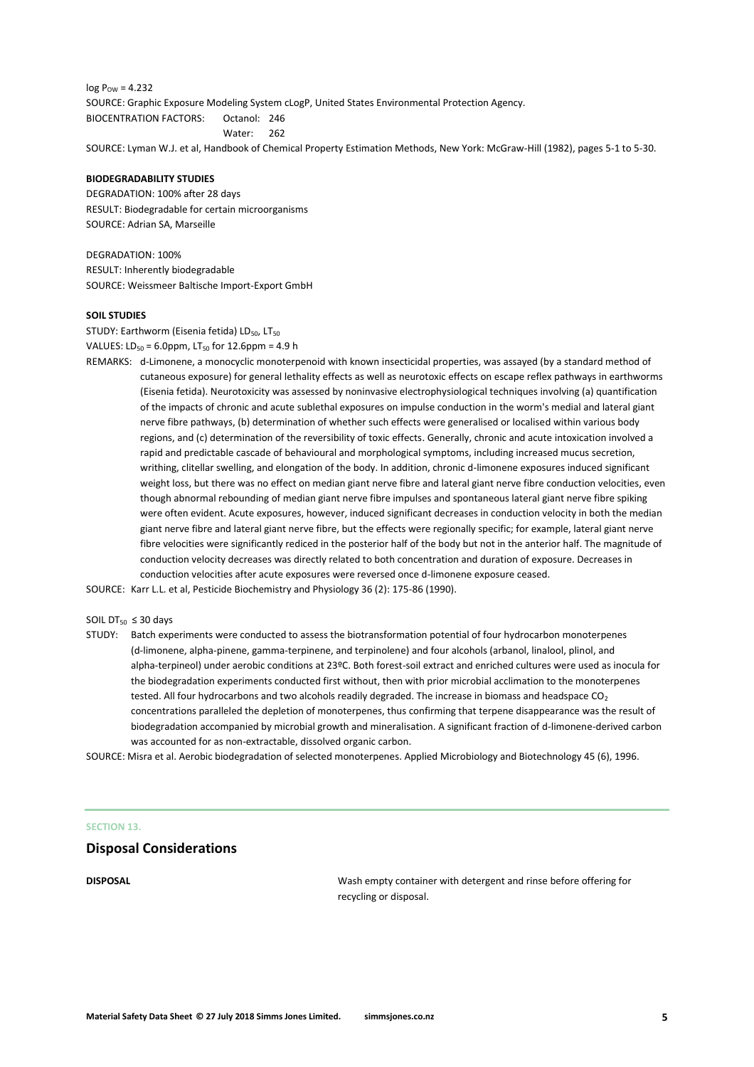log $P_{OW}$ = 4.232

SOURCE: Graphic Exposure Modeling System cLogP, United States Environmental Protection Agency.

BIOCENTRATION FACTORS: Octanol: 246
Water: 262

SOURCE: Lyman W.J. et al, Handbook of Chemical Property Estimation Methods, New York: McGraw-Hill (1982), pages 5-1 to 5-30.

**BIODEGRADABILITY STUDIES**

DEGRADATION: 100% after 28 days
RESULT: Biodegradable for certain microorganisms
SOURCE: Adrian SA, Marseille

DEGRADATION: 100%
RESULT: Inherently biodegradable
SOURCE: Weissmeer Baltische Import-Export GmbH

**SOIL STUDIES**

STUDY: Earthworm (Eisenia fetida) $LD_{50}$, $LT_{50}$

VALUES: $LD_{50}$ = 6.0ppm, $LT_{50}$ for 12.6ppm = 4.9 h

REMARKS: d-Limonene, a monocyclic monoterpenoid with known insecticidal properties, was assayed (by a standard method of cutaneous exposure) for general lethality effects as well as neurotoxic effects on escape reflex pathways in earthworms (Eisenia fetida). Neurotoxicity was assessed by noninvasive electrophysiological techniques involving (a) quantification of the impacts of chronic and acute sublethal exposures on impulse conduction in the worm's medial and lateral giant nerve fibre pathways, (b) determination of whether such effects were generalised or localised within various body regions, and (c) determination of the reversibility of toxic effects. Generally, chronic and acute intoxication involved a rapid and predictable cascade of behavioural and morphological symptoms, including increased mucus secretion, writhing, clitellar swelling, and elongation of the body. In addition, chronic d-limonene exposures induced significant weight loss, but there was no effect on median giant nerve fibre and lateral giant nerve fibre conduction velocities, even though abnormal rebounding of median giant nerve fibre impulses and spontaneous lateral giant nerve fibre spiking were often evident. Acute exposures, however, induced significant decreases in conduction velocity in both the median giant nerve fibre and lateral giant nerve fibre, but the effects were regionally specific; for example, lateral giant nerve fibre velocities were significantly rediced in the posterior half of the body but not in the anterior half. The magnitude of conduction velocity decreases was directly related to both concentration and duration of exposure. Decreases in conduction velocities after acute exposures were reversed once d-limonene exposure ceased.

SOURCE: Karr L.L. et al, Pesticide Biochemistry and Physiology 36 (2): 175-86 (1990).

SOIL $DT_{50}$ ≤ 30 days

STUDY: Batch experiments were conducted to assess the biotransformation potential of four hydrocarbon monoterpenes (d-limonene, alpha-pinene, gamma-terpinene, and terpinolene) and four alcohols (arbanol, linalool, plinol, and alpha-terpineol) under aerobic conditions at 23ºC. Both forest-soil extract and enriched cultures were used as inocula for the biodegradation experiments conducted first without, then with prior microbial acclimation to the monoterpenes tested. All four hydrocarbons and two alcohols readily degraded. The increase in biomass and headspace $CO_2$ concentrations paralleled the depletion of monoterpenes, thus confirming that terpene disappearance was the result of biodegradation accompanied by microbial growth and mineralisation. A significant fraction of d-limonene-derived carbon was accounted for as non-extractable, dissolved organic carbon.

SOURCE: Misra et al. Aerobic biodegradation of selected monoterpenes. Applied Microbiology and Biotechnology 45 (6), 1996.

SECTION 13.

## Disposal Considerations

**DISPOSAL** Wash empty container with detergent and rinse before offering for recycling or disposal.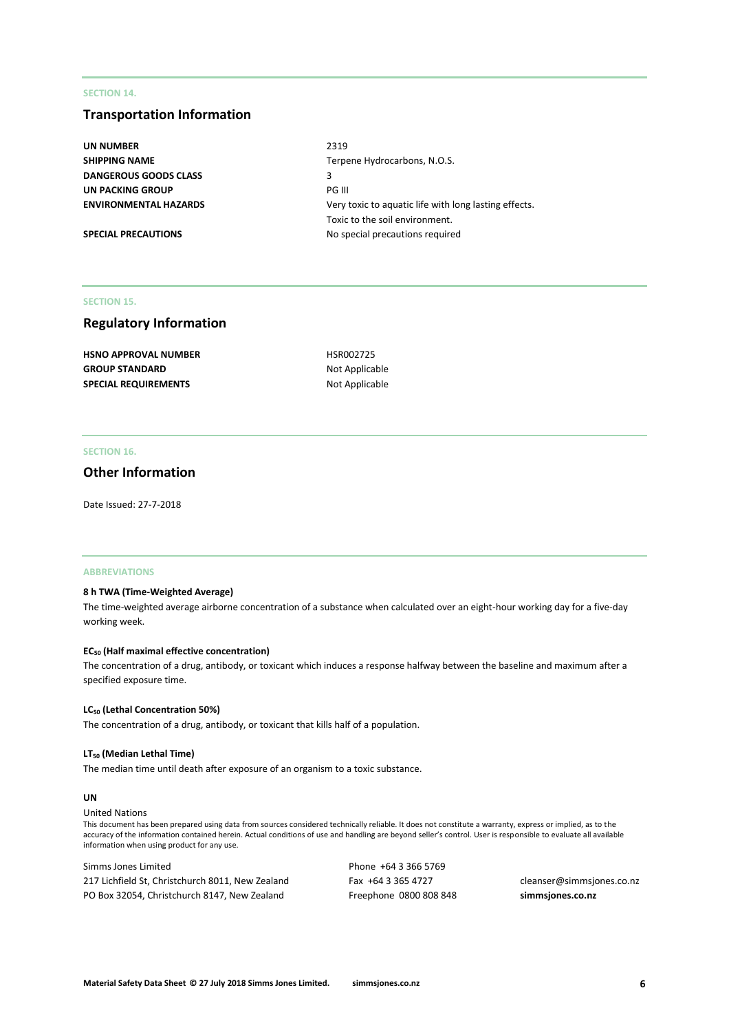SECTION 14.

## Transportation Information

| | |
|---|---|
| **UN NUMBER** | 2319 |
| **SHIPPING NAME** | Terpene Hydrocarbons, N.O.S. |
| **DANGEROUS GOODS CLASS** | 3 |
| **UN PACKING GROUP** | PG III |
| **ENVIRONMENTAL HAZARDS** | Very toxic to aquatic life with long lasting effects. Toxic to the soil environment. |
| **SPECIAL PRECAUTIONS** | No special precautions required |

SECTION 15.

## Regulatory Information

| | |
|---|---|
| **HSNO APPROVAL NUMBER** | HSR002725 |
| **GROUP STANDARD** | Not Applicable |
| **SPECIAL REQUIREMENTS** | Not Applicable |

SECTION 16.

## Other Information

Date Issued: 27-7-2018

### ABBREVIATIONS

**8 h TWA (Time-Weighted Average)**

The time-weighted average airborne concentration of a substance when calculated over an eight-hour working day for a five-day working week.

**$EC_{50}$ (Half maximal effective concentration)**

The concentration of a drug, antibody, or toxicant which induces a response halfway between the baseline and maximum after a specified exposure time.

**$LC_{50}$ (Lethal Concentration 50%)**

The concentration of a drug, antibody, or toxicant that kills half of a population.

**$LT_{50}$ (Median Lethal Time)**

The median time until death after exposure of an organism to a toxic substance.

**UN**

United Nations

This document has been prepared using data from sources considered technically reliable. It does not constitute a warranty, express or implied, as to the accuracy of the information contained herein. Actual conditions of use and handling are beyond seller's control. User is responsible to evaluate all available information when using product for any use.

Simms Jones Limited
217 Lichfield St, Christchurch 8011, New Zealand
PO Box 32054, Christchurch 8147, New Zealand

Phone +64 3 366 5769
Fax +64 3 365 4727
Freephone 0800 808 848

cleanser@simmsjones.co.nz
**simmsjones.co.nz**